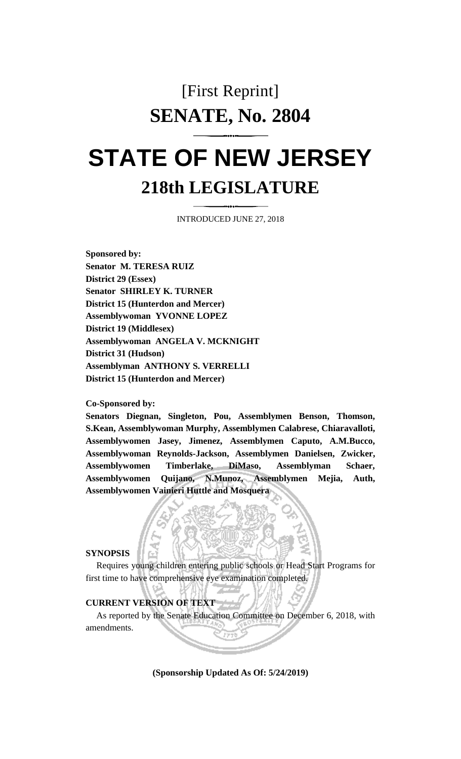# [First Reprint]
# SENATE, No. 2804

# STATE OF NEW JERSEY
## 218th LEGISLATURE

INTRODUCED JUNE 27, 2018

**Sponsored by:**
**Senator M. TERESA RUIZ**
**District 29 (Essex)**
**Senator SHIRLEY K. TURNER**
**District 15 (Hunterdon and Mercer)**
**Assemblywoman YVONNE LOPEZ**
**District 19 (Middlesex)**
**Assemblywoman ANGELA V. MCKNIGHT**
**District 31 (Hudson)**
**Assemblyman ANTHONY S. VERRELLI**
**District 15 (Hunterdon and Mercer)**

**Co-Sponsored by:**
**Senators Diegnan, Singleton, Pou, Assemblymen Benson, Thomson, S.Kean, Assemblywoman Murphy, Assemblymen Calabrese, Chiaravalloti, Assemblywomen Jasey, Jimenez, Assemblymen Caputo, A.M.Bucco, Assemblywoman Reynolds-Jackson, Assemblymen Danielsen, Zwicker, Assemblywomen Timberlake, DiMaso, Assemblyman Schaer, Assemblywomen Quijano, N.Munoz, Assemblymen Mejia, Auth, Assemblywomen Vainieri Huttle and Mosquera**

**SYNOPSIS**

Requires young children entering public schools or Head Start Programs for first time to have comprehensive eye examination completed.

**CURRENT VERSION OF TEXT**

As reported by the Senate Education Committee on December 6, 2018, with amendments.

**(Sponsorship Updated As Of: 5/24/2019)**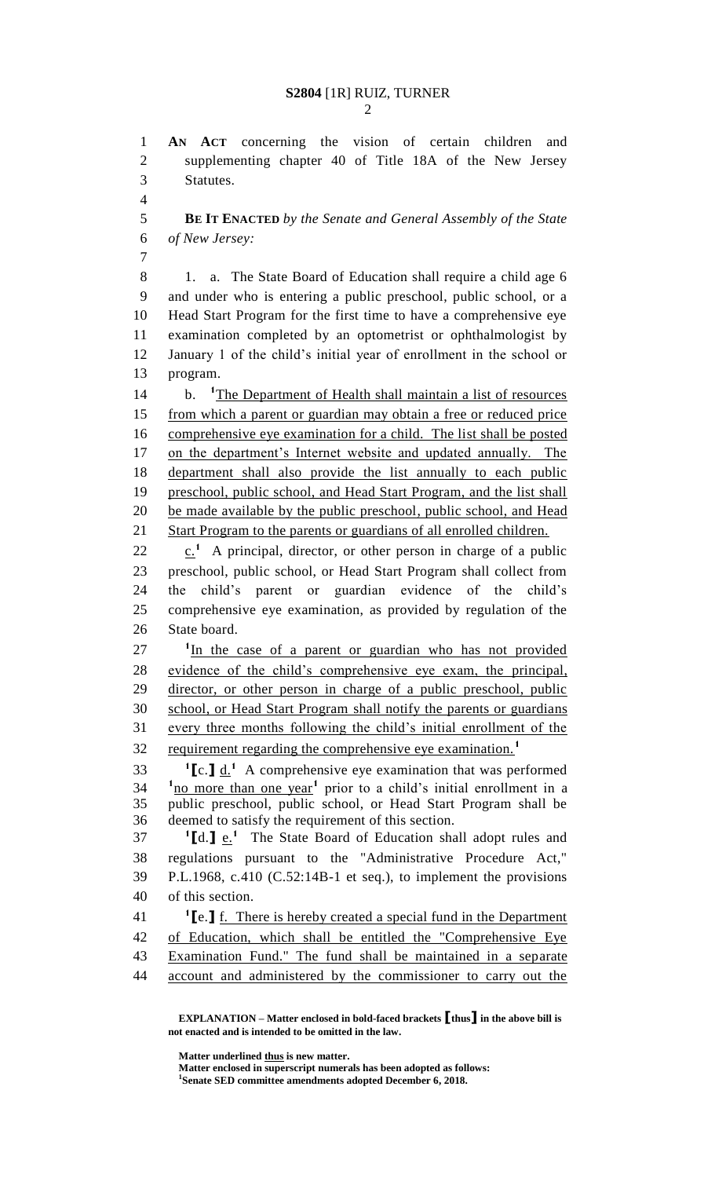AN ACT concerning the vision of certain children and supplementing chapter 40 of Title 18A of the New Jersey Statutes.

**BE IT ENACTED** *by the Senate and General Assembly of the State of New Jersey:*

1. a. The State Board of Education shall require a child age 6 and under who is entering a public preschool, public school, or a Head Start Program for the first time to have a comprehensive eye examination completed by an optometrist or ophthalmologist by January 1 of the child's initial year of enrollment in the school or program.

b. [1]The Department of Health shall maintain a list of resources from which a parent or guardian may obtain a free or reduced price comprehensive eye examination for a child. The list shall be posted on the department's Internet website and updated annually. The department shall also provide the list annually to each public preschool, public school, and Head Start Program, and the list shall be made available by the public preschool, public school, and Head Start Program to the parents or guardians of all enrolled children.

c.[1] A principal, director, or other person in charge of a public preschool, public school, or Head Start Program shall collect from the child's parent or guardian evidence of the child's comprehensive eye examination, as provided by regulation of the State board.

[1]In the case of a parent or guardian who has not provided evidence of the child's comprehensive eye exam, the principal, director, or other person in charge of a public preschool, public school, or Head Start Program shall notify the parents or guardians every three months following the child's initial enrollment of the requirement regarding the comprehensive eye examination.[1]

[1][c.] d.[1] A comprehensive eye examination that was performed [1]no more than one year[1] prior to a child's initial enrollment in a public preschool, public school, or Head Start Program shall be deemed to satisfy the requirement of this section.

[1][d.] e.[1] The State Board of Education shall adopt rules and regulations pursuant to the "Administrative Procedure Act," P.L.1968, c.410 (C.52:14B-1 et seq.), to implement the provisions of this section.

[1][e.] f. There is hereby created a special fund in the Department of Education, which shall be entitled the "Comprehensive Eye Examination Fund." The fund shall be maintained in a separate account and administered by the commissioner to carry out the

**EXPLANATION – Matter enclosed in bold-faced brackets [thus] in the above bill is not enacted and is intended to be omitted in the law.**

**Matter underlined thus is new matter.**
**Matter enclosed in superscript numerals has been adopted as follows:**
**[1]Senate SED committee amendments adopted December 6, 2018.**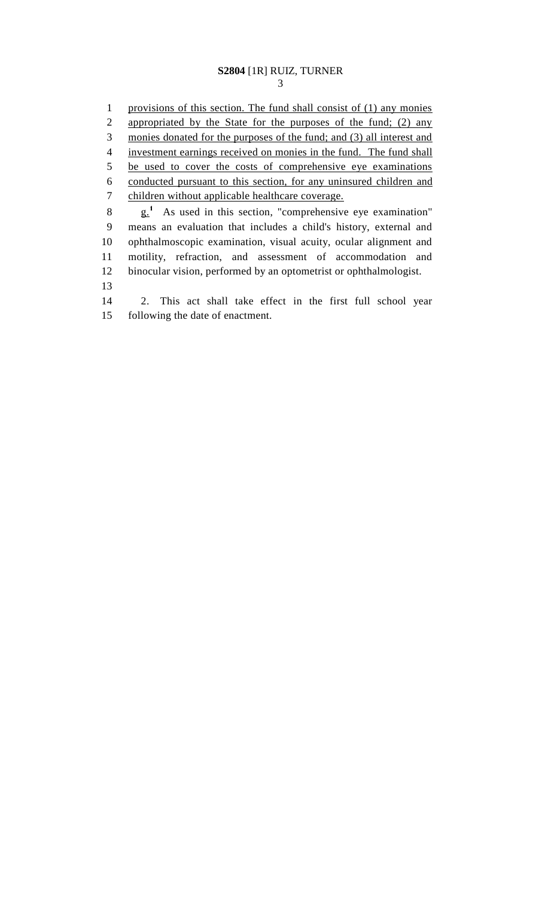provisions of this section. The fund shall consist of (1) any monies appropriated by the State for the purposes of the fund; (2) any monies donated for the purposes of the fund; and (3) all interest and investment earnings received on monies in the fund. The fund shall be used to cover the costs of comprehensive eye examinations conducted pursuant to this section, for any uninsured children and children without applicable healthcare coverage.

g.[1] As used in this section, "comprehensive eye examination" means an evaluation that includes a child's history, external and ophthalmoscopic examination, visual acuity, ocular alignment and motility, refraction, and assessment of accommodation and binocular vision, performed by an optometrist or ophthalmologist.

2. This act shall take effect in the first full school year following the date of enactment.